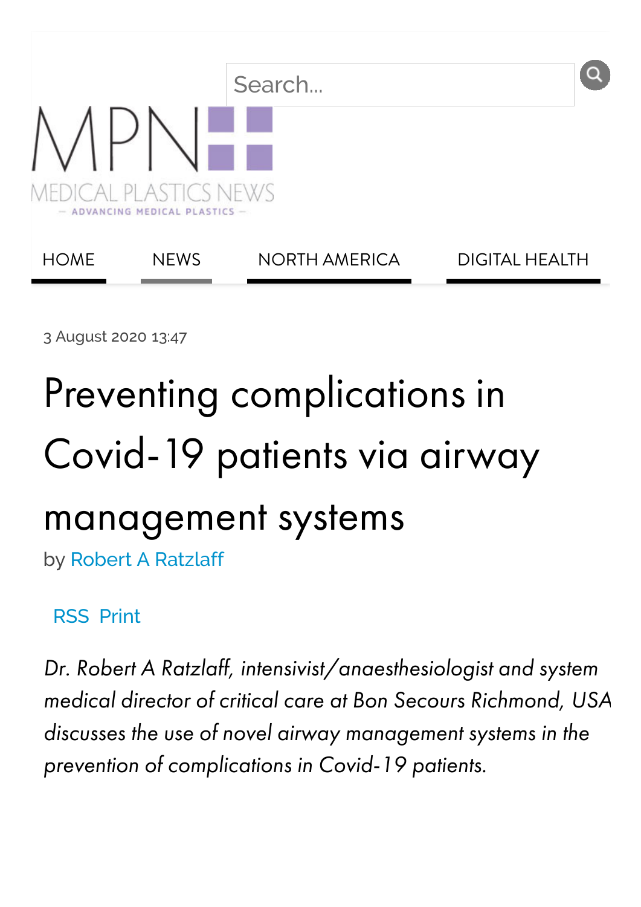3 August 2020 13:47

# Preventing complications in Covid-19 patients via airway management systems

by Robert A Ratzlaff

*Dr. Robert A Ratzlaff, intensivist/anaesthesiologist and system medical director of critical care at Bon Secours Richmond, USA discusses the use of novel airway management systems in the prevention of complications in Covid-19 patients.*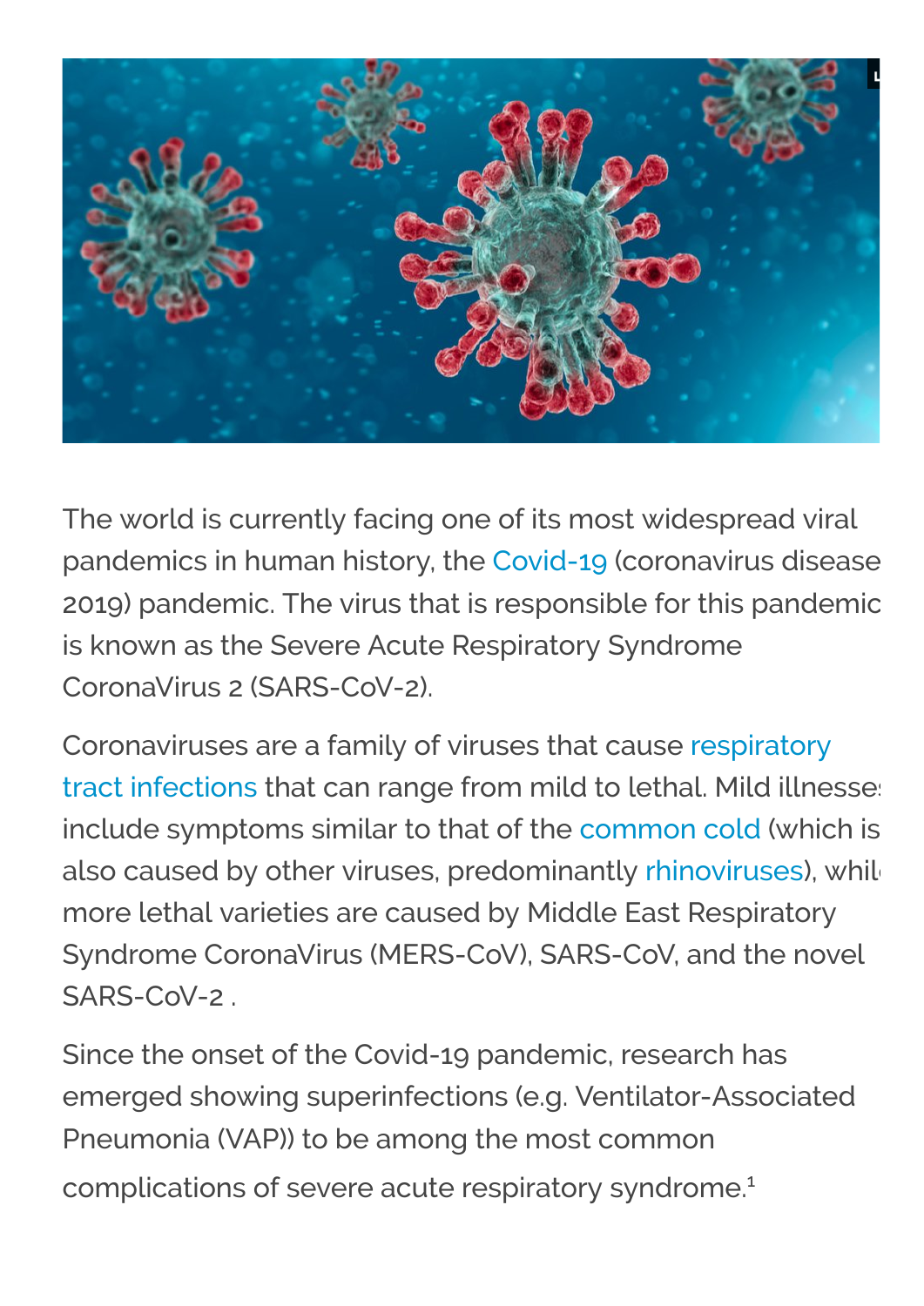The world is currently facing one of its most widespread viral pandemics in human history, the Covid-19 (coronavirus disease 2019) pandemic. The virus that is responsible for this pandemic is known as the Severe Acute Respiratory Syndrome CoronaVirus 2 (SARS-CoV-2).

Coronaviruses are a family of viruses that cause respiratory tract infections that can range from mild to lethal. Mild illnesses include symptoms similar to that of the common cold (which is also caused by other viruses, predominantly rhinoviruses), while more lethal varieties are caused by Middle East Respiratory Syndrome CoronaVirus (MERS-CoV), SARS-CoV, and the novel SARS-CoV-2 .

Since the onset of the Covid-19 pandemic, research has emerged showing superinfections (e.g. Ventilator-Associated Pneumonia (VAP)) to be among the most common complications of severe acute respiratory syndrome.[1]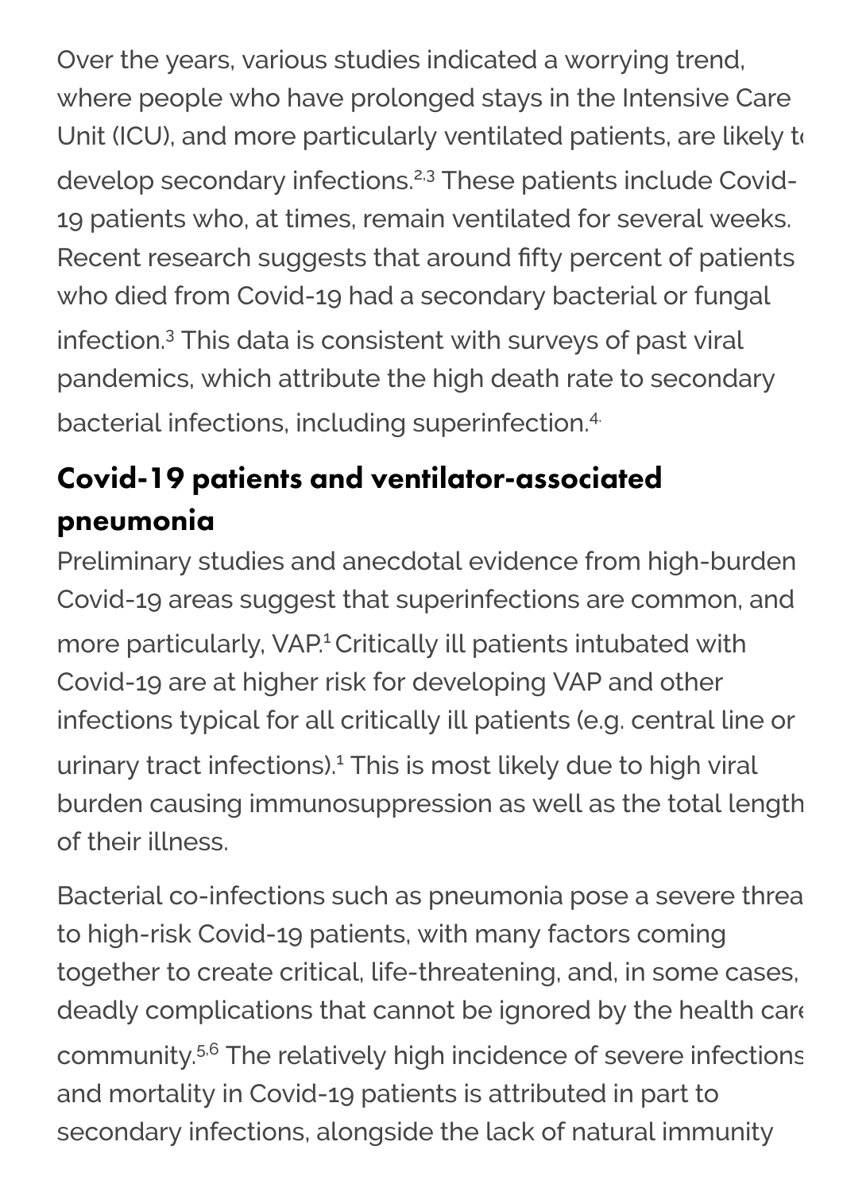Over the years, various studies indicated a worrying trend, where people who have prolonged stays in the Intensive Care Unit (ICU), and more particularly ventilated patients, are likely to develop secondary infections.[2,3] These patients include Covid-19 patients who, at times, remain ventilated for several weeks. Recent research suggests that around fifty percent of patients who died from Covid-19 had a secondary bacterial or fungal infection.[3] This data is consistent with surveys of past viral pandemics, which attribute the high death rate to secondary bacterial infections, including superinfection.[4]

## Covid-19 patients and ventilator-associated pneumonia

Preliminary studies and anecdotal evidence from high-burden Covid-19 areas suggest that superinfections are common, and more particularly, VAP.[1] Critically ill patients intubated with Covid-19 are at higher risk for developing VAP and other infections typical for all critically ill patients (e.g. central line or urinary tract infections).[1] This is most likely due to high viral burden causing immunosuppression as well as the total length of their illness.

Bacterial co-infections such as pneumonia pose a severe threat to high-risk Covid-19 patients, with many factors coming together to create critical, life-threatening, and, in some cases, deadly complications that cannot be ignored by the health care community.[5,6] The relatively high incidence of severe infections and mortality in Covid-19 patients is attributed in part to secondary infections, alongside the lack of natural immunity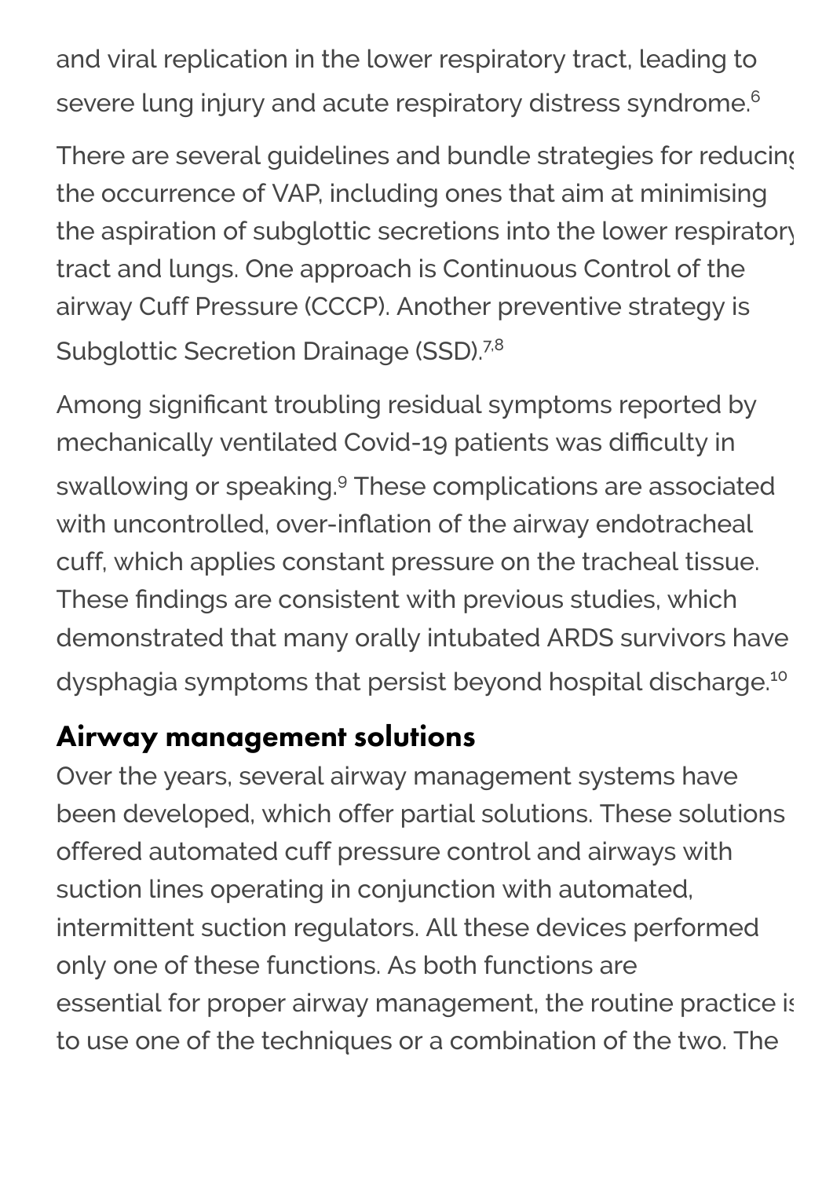and viral replication in the lower respiratory tract, leading to severe lung injury and acute respiratory distress syndrome.[6]

There are several guidelines and bundle strategies for reducing the occurrence of VAP, including ones that aim at minimising the aspiration of subglottic secretions into the lower respiratory tract and lungs. One approach is Continuous Control of the airway Cuff Pressure (CCCP). Another preventive strategy is Subglottic Secretion Drainage (SSD).[7,8]

Among significant troubling residual symptoms reported by mechanically ventilated Covid-19 patients was difficulty in swallowing or speaking.[9] These complications are associated with uncontrolled, over-inflation of the airway endotracheal cuff, which applies constant pressure on the tracheal tissue. These findings are consistent with previous studies, which demonstrated that many orally intubated ARDS survivors have dysphagia symptoms that persist beyond hospital discharge.[10]

## Airway management solutions

Over the years, several airway management systems have been developed, which offer partial solutions. These solutions offered automated cuff pressure control and airways with suction lines operating in conjunction with automated, intermittent suction regulators. All these devices performed only one of these functions. As both functions are essential for proper airway management, the routine practice is to use one of the techniques or a combination of the two. The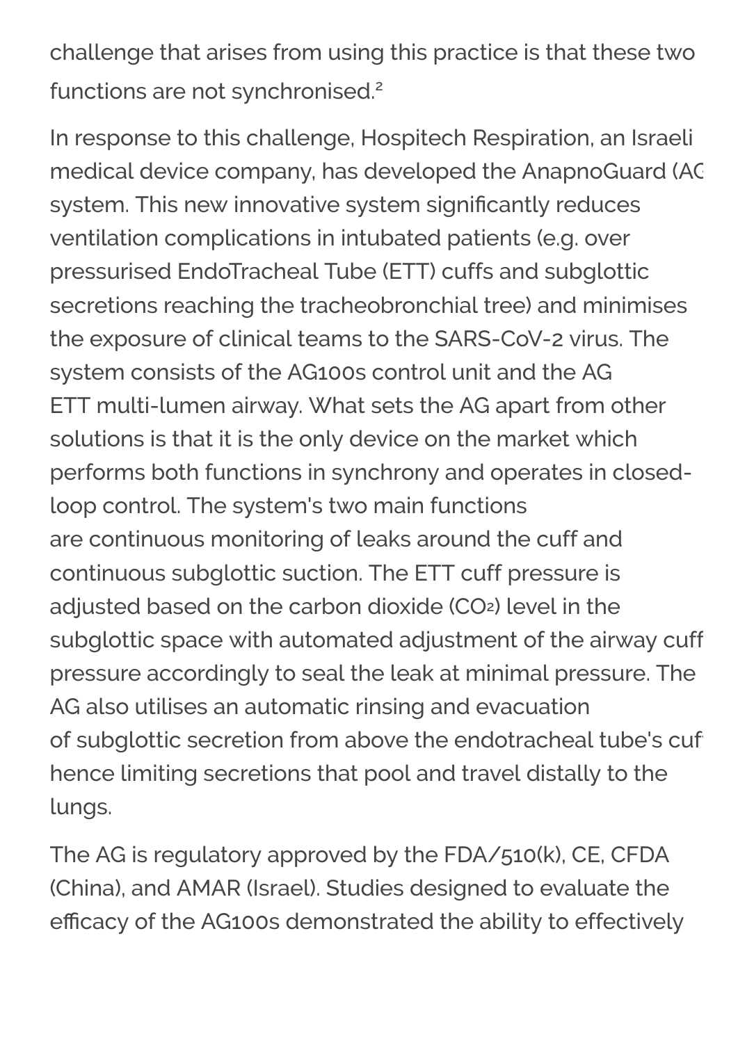challenge that arises from using this practice is that these two functions are not synchronised.[2]

In response to this challenge, Hospitech Respiration, an Israeli medical device company, has developed the AnapnoGuard (AG system. This new innovative system significantly reduces ventilation complications in intubated patients (e.g. over pressurised EndoTracheal Tube (ETT) cuffs and subglottic secretions reaching the tracheobronchial tree) and minimises the exposure of clinical teams to the SARS-CoV-2 virus. The system consists of the AG100s control unit and the AG ETT multi-lumen airway. What sets the AG apart from other solutions is that it is the only device on the market which performs both functions in synchrony and operates in closed-loop control. The system's two main functions are continuous monitoring of leaks around the cuff and continuous subglottic suction. The ETT cuff pressure is adjusted based on the carbon dioxide ($CO_2$) level in the subglottic space with automated adjustment of the airway cuff pressure accordingly to seal the leak at minimal pressure. The AG also utilises an automatic rinsing and evacuation of subglottic secretion from above the endotracheal tube's cuf hence limiting secretions that pool and travel distally to the lungs.

The AG is regulatory approved by the FDA/510(k), CE, CFDA (China), and AMAR (Israel). Studies designed to evaluate the efficacy of the AG100s demonstrated the ability to effectively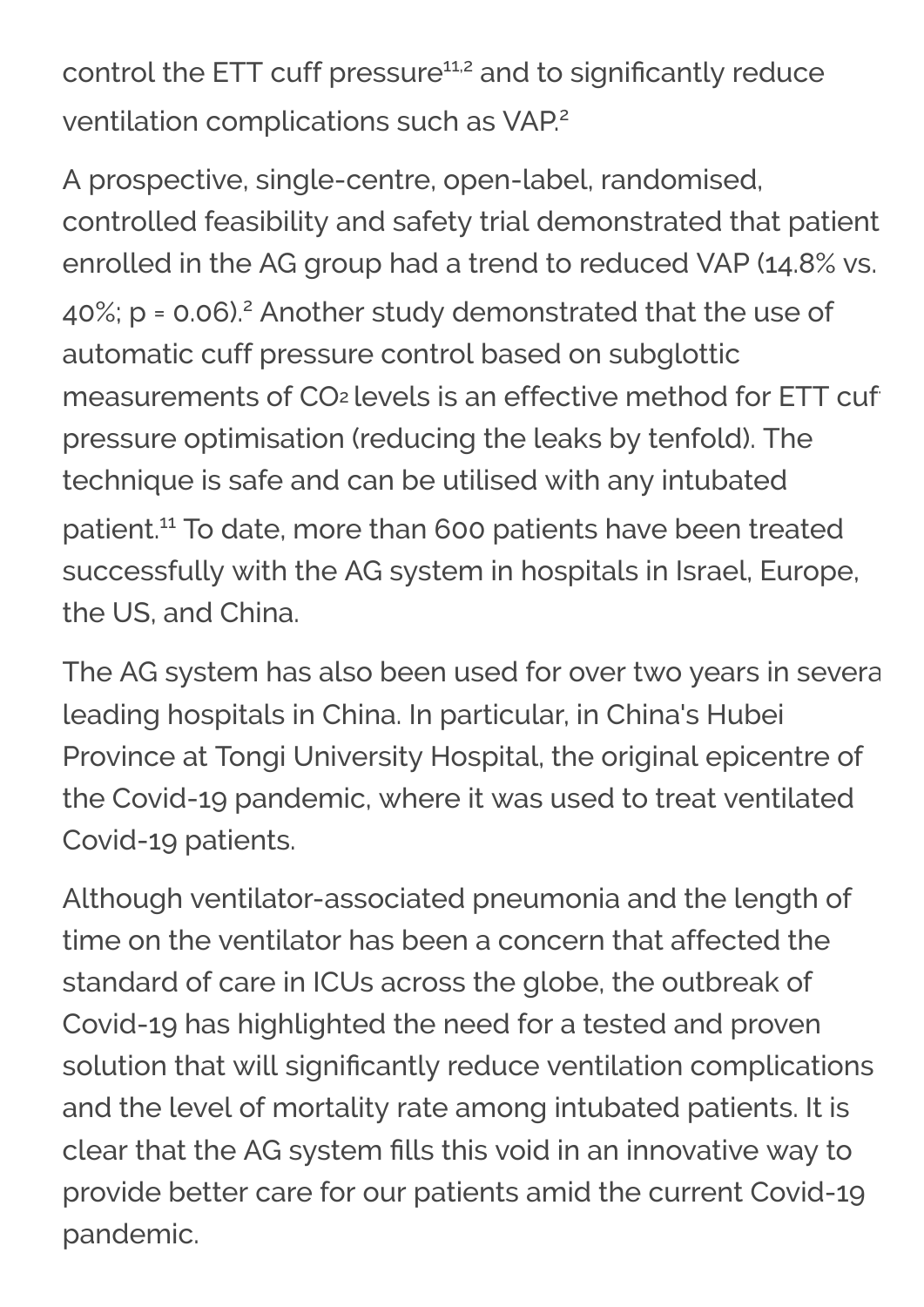control the ETT cuff pressure[11,2] and to significantly reduce ventilation complications such as VAP.[2]

A prospective, single-centre, open-label, randomised, controlled feasibility and safety trial demonstrated that patient enrolled in the AG group had a trend to reduced VAP (14.8% vs. 40%; $p = 0.06$).[2] Another study demonstrated that the use of automatic cuff pressure control based on subglottic measurements of $CO_2$ levels is an effective method for ETT cuff pressure optimisation (reducing the leaks by tenfold). The technique is safe and can be utilised with any intubated patient.[11] To date, more than 600 patients have been treated successfully with the AG system in hospitals in Israel, Europe, the US, and China.

The AG system has also been used for over two years in several leading hospitals in China. In particular, in China's Hubei Province at Tongi University Hospital, the original epicentre of the Covid-19 pandemic, where it was used to treat ventilated Covid-19 patients.

Although ventilator-associated pneumonia and the length of time on the ventilator has been a concern that affected the standard of care in ICUs across the globe, the outbreak of Covid-19 has highlighted the need for a tested and proven solution that will significantly reduce ventilation complications and the level of mortality rate among intubated patients. It is clear that the AG system fills this void in an innovative way to provide better care for our patients amid the current Covid-19 pandemic.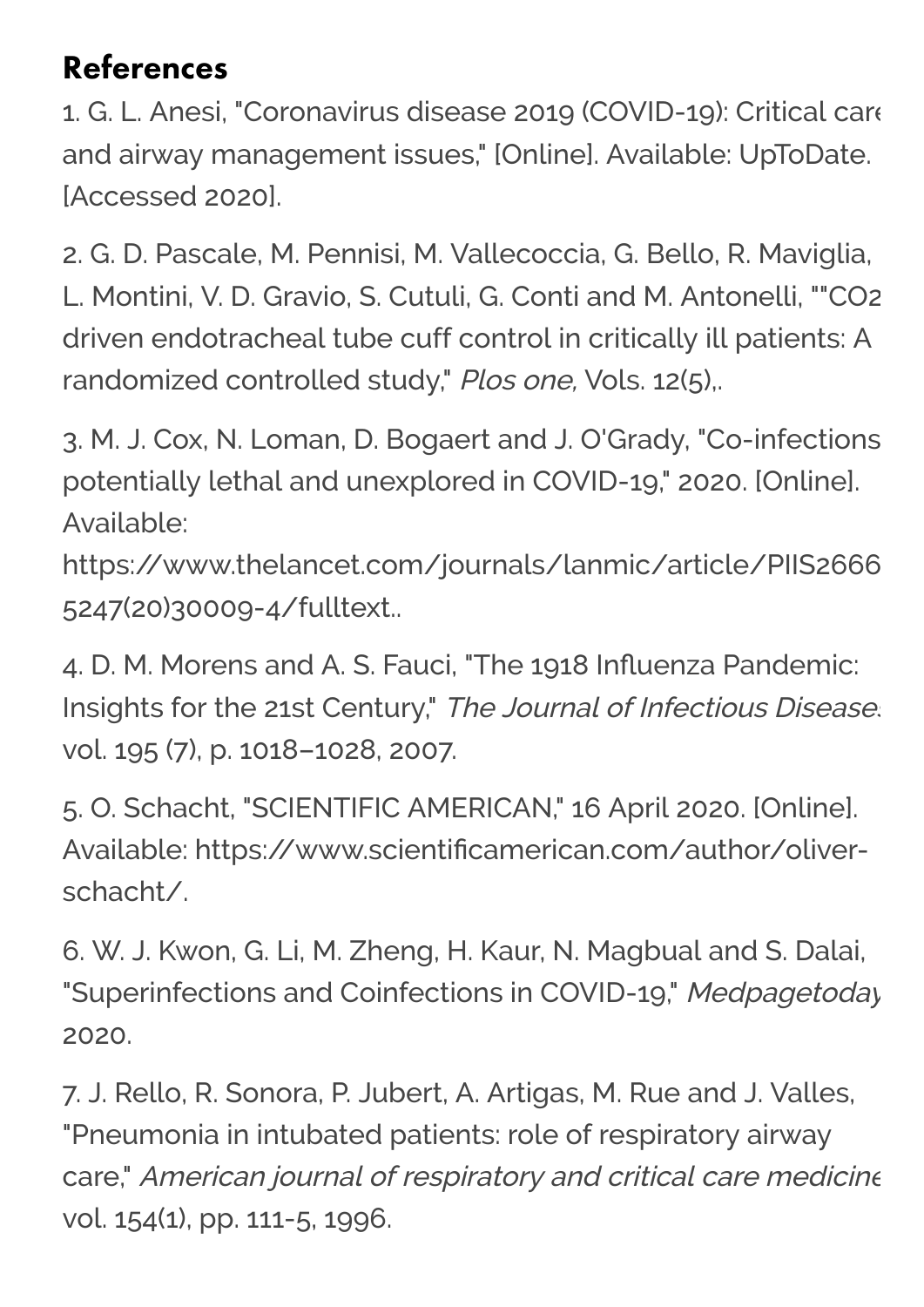## References

1. G. L. Anesi, "Coronavirus disease 2019 (COVID-19): Critical care and airway management issues," [Online]. Available: UpToDate. [Accessed 2020].

2. G. D. Pascale, M. Pennisi, M. Vallecoccia, G. Bello, R. Maviglia, L. Montini, V. D. Gravio, S. Cutuli, G. Conti and M. Antonelli, ""CO2 driven endotracheal tube cuff control in critically ill patients: A randomized controlled study," *Plos one,* Vols. 12(5),.

3. M. J. Cox, N. Loman, D. Bogaert and J. O'Grady, "Co-infections potentially lethal and unexplored in COVID-19," 2020. [Online]. Available: https://www.thelancet.com/journals/lanmic/article/PIIS2666-5247(20)30009-4/fulltext..

4. D. M. Morens and A. S. Fauci, "The 1918 Influenza Pandemic: Insights for the 21st Century," *The Journal of Infectious Diseases* vol. 195 (7), p. 1018–1028, 2007.

5. O. Schacht, "SCIENTIFIC AMERICAN," 16 April 2020. [Online]. Available: https://www.scientificamerican.com/author/oliver-schacht/.

6. W. J. Kwon, G. Li, M. Zheng, H. Kaur, N. Magbual and S. Dalai, "Superinfections and Coinfections in COVID-19," *Medpagetoday* 2020.

7. J. Rello, R. Sonora, P. Jubert, A. Artigas, M. Rue and J. Valles, "Pneumonia in intubated patients: role of respiratory airway care," *American journal of respiratory and critical care medicine* vol. 154(1), pp. 111-5, 1996.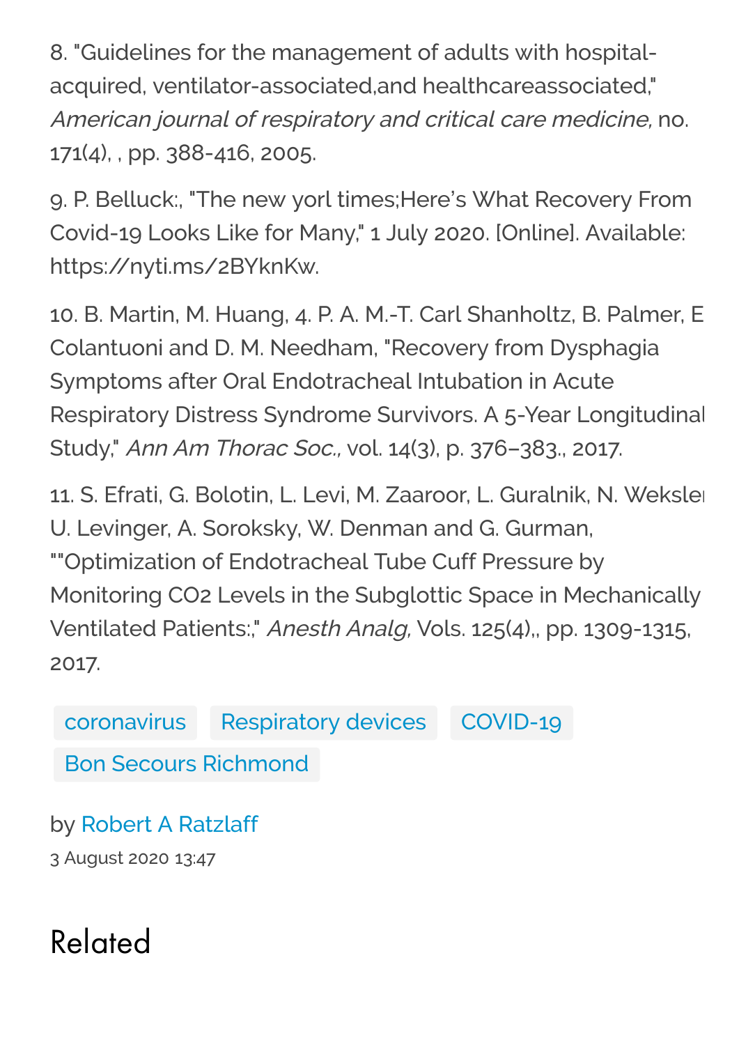8. "Guidelines for the management of adults with hospital-acquired, ventilator-associated,and healthcareassociated," *American journal of respiratory and critical care medicine,* no. 171(4), , pp. 388-416, 2005.

9. P. Belluck:, "The new yorl times;Here's What Recovery From Covid-19 Looks Like for Many," 1 July 2020. [Online]. Available: https://nyti.ms/2BYknKw.

10. B. Martin, M. Huang, 4. P. A. M.-T. Carl Shanholtz, B. Palmer, E Colantuoni and D. M. Needham, "Recovery from Dysphagia Symptoms after Oral Endotracheal Intubation in Acute Respiratory Distress Syndrome Survivors. A 5-Year Longitudinal Study," *Ann Am Thorac Soc.,* vol. 14(3), p. 376–383., 2017.

11. S. Efrati, G. Bolotin, L. Levi, M. Zaaroor, L. Guralnik, N. Weksler U. Levinger, A. Soroksky, W. Denman and G. Gurman, ""Optimization of Endotracheal Tube Cuff Pressure by Monitoring CO2 Levels in the Subglottic Space in Mechanically Ventilated Patients:," *Anesth Analg,* Vols. 125(4),, pp. 1309-1315, 2017.

coronavirus | Respiratory devices | COVID-19 | Bon Secours Richmond

by Robert A Ratzlaff

3 August 2020 13:47

## Related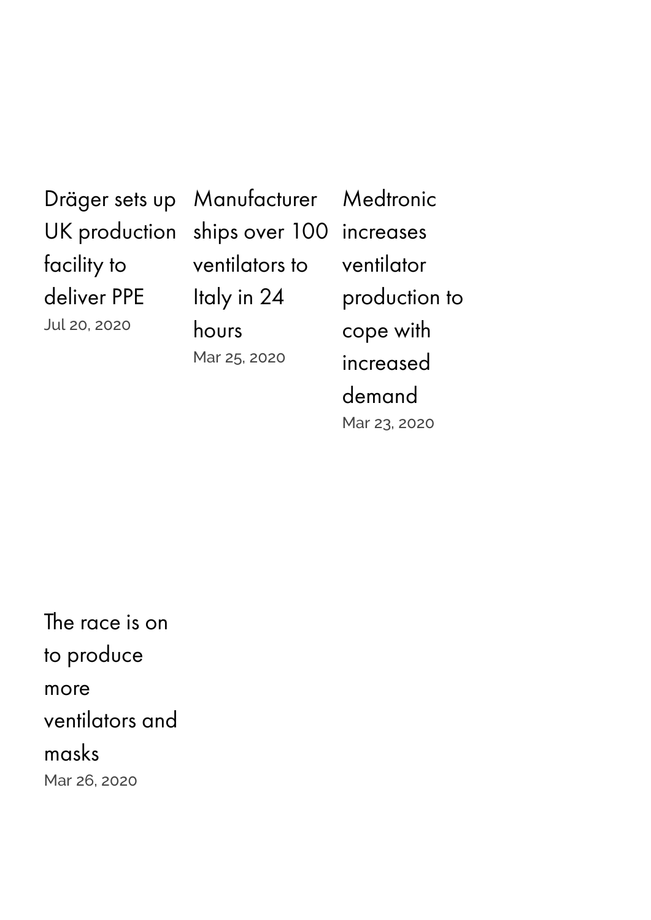Dräger sets up UK production facility to deliver PPE
Jul 20, 2020

Manufacturer ships over 100 ventilators to Italy in 24 hours
Mar 25, 2020

Medtronic increases ventilator production to cope with increased demand
Mar 23, 2020

The race is on to produce more ventilators and masks
Mar 26, 2020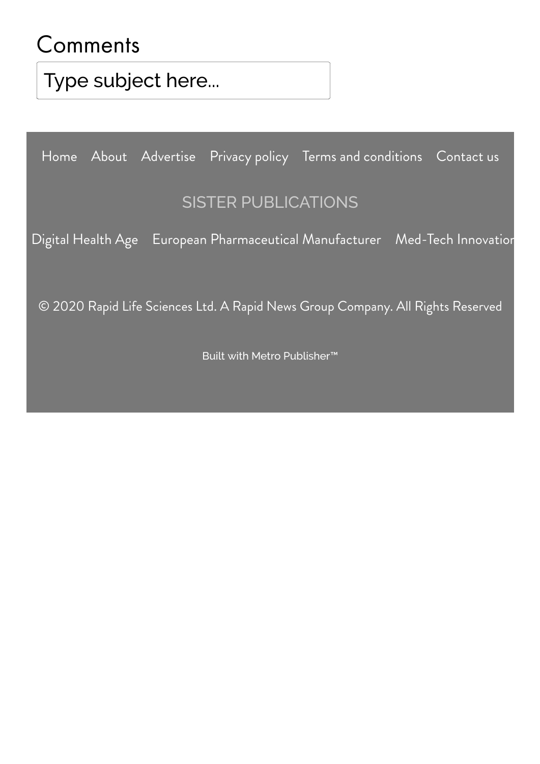## Comments

Type subject here...

Home About Advertise Privacy policy Terms and conditions Contact us

SISTER PUBLICATIONS

Digital Health Age European Pharmaceutical Manufacturer Med-Tech Innovation

© 2020 Rapid Life Sciences Ltd. A Rapid News Group Company. All Rights Reserved

Built with Metro Publisher™